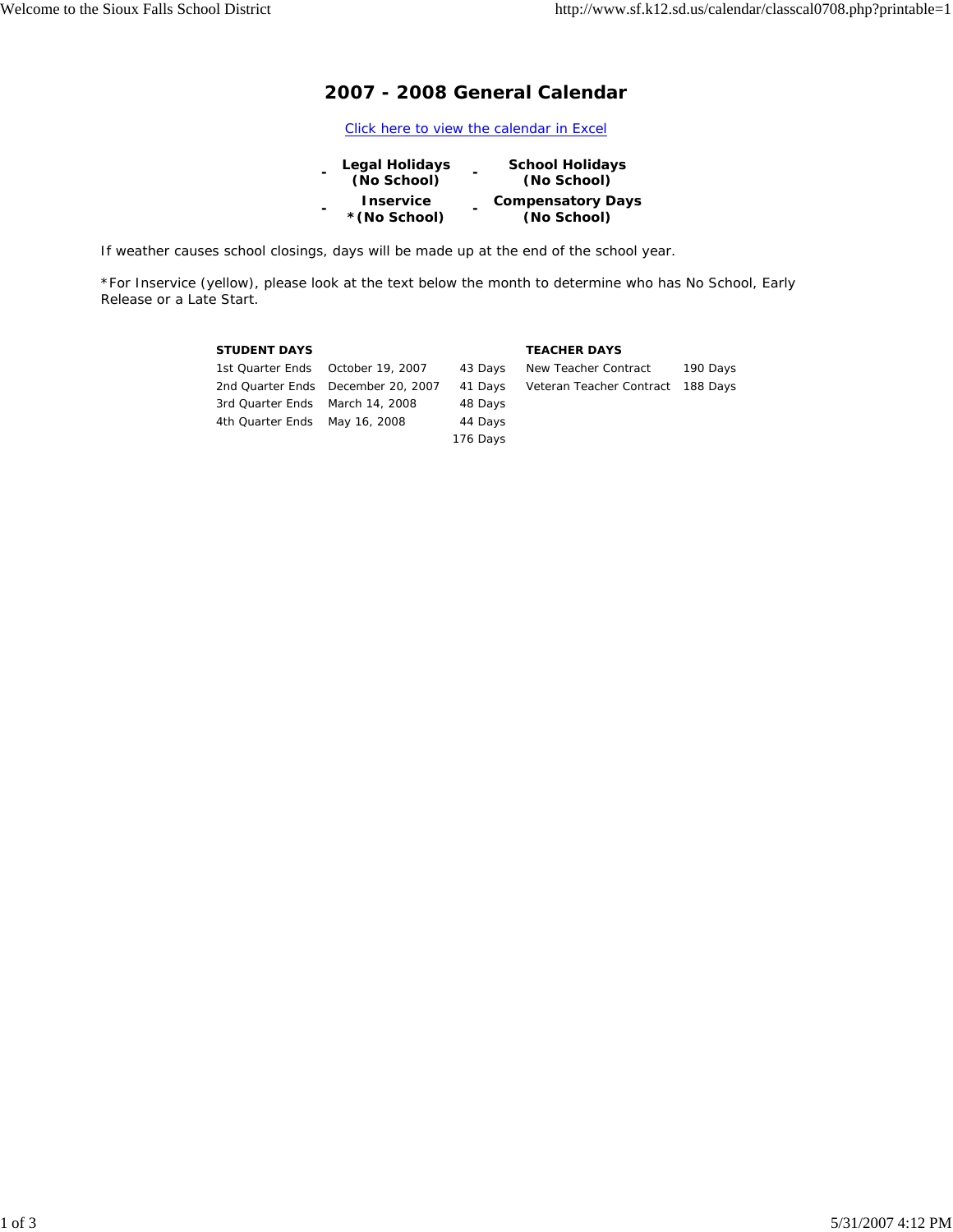# 2007 - 2008 General Calendar

[Click here to view the calendar in Excel]

| | | | |
|---|---|---|---|
| - | **Legal Holidays (No School)** | - | **School Holidays (No School)** |
| - | **Inservice \*(No School)** | - | **Compensatory Days (No School)** |

If weather causes school closings, days will be made up at the end of the school year.

*For Inservice (yellow), please look at the text below the month to determine who has No School, Early Release or a Late Start.

| **STUDENT DAYS** | | | **TEACHER DAYS** | |
|---|---|---|---|---|
| 1st Quarter Ends | October 19, 2007 | 43 Days | New Teacher Contract | 190 Days |
| 2nd Quarter Ends | December 20, 2007 | 41 Days | Veteran Teacher Contract | 188 Days |
| 3rd Quarter Ends | March 14, 2008 | 48 Days | | |
| 4th Quarter Ends | May 16, 2008 | 44 Days | | |
| | | 176 Days | | |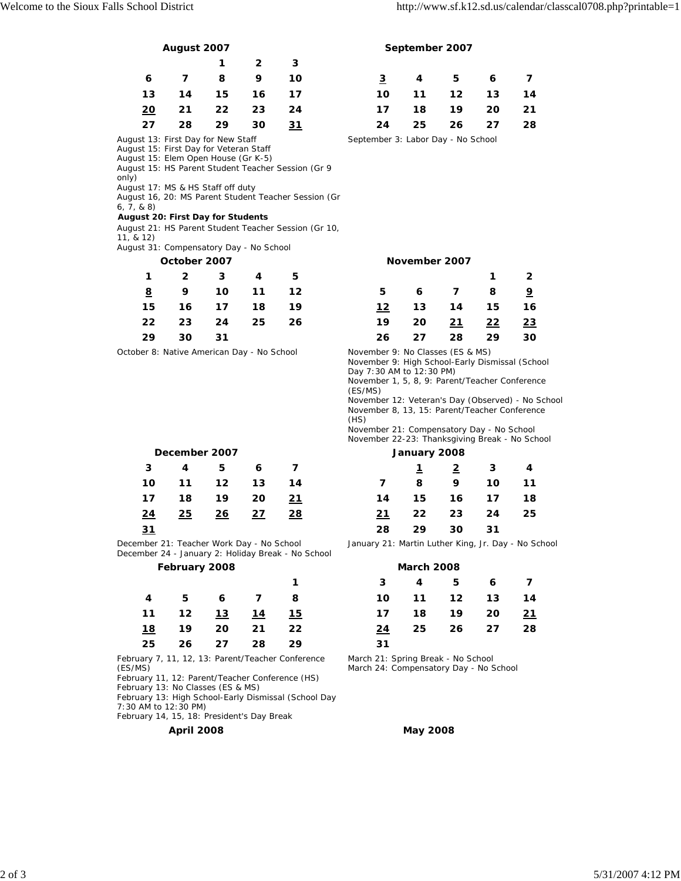## August 2007

| | | | | |
|---|---|---|---|---|
| | | 1 | 2 | 3 |
| 6 | 7 | 8 | 9 | 10 |
| 13 | 14 | 15 | 16 | 17 |
| 20 | 21 | 22 | 23 | 24 |
| 27 | 28 | 29 | 30 | 31 |

August 13: First Day for New Staff
August 15: First Day for Veteran Staff
August 15: Elem Open House (Gr K-5)
August 15: HS Parent Student Teacher Session (Gr 9 only)
August 17: MS & HS Staff off duty
August 16, 20: MS Parent Student Teacher Session (Gr 6, 7, & 8)
**August 20: First Day for Students**
August 21: HS Parent Student Teacher Session (Gr 10, 11, & 12)
August 31: Compensatory Day - No School

## September 2007

| | | | | |
|---|---|---|---|---|
| 3 | 4 | 5 | 6 | 7 |
| 10 | 11 | 12 | 13 | 14 |
| 17 | 18 | 19 | 20 | 21 |
| 24 | 25 | 26 | 27 | 28 |

September 3: Labor Day - No School

## October 2007

| | | | | |
|---|---|---|---|---|
| 1 | 2 | 3 | 4 | 5 |
| 8 | 9 | 10 | 11 | 12 |
| 15 | 16 | 17 | 18 | 19 |
| 22 | 23 | 24 | 25 | 26 |
| 29 | 30 | 31 | | |

October 8: Native American Day - No School

## November 2007

| | | | | |
|---|---|---|---|---|
| | | | 1 | 2 |
| 5 | 6 | 7 | 8 | 9 |
| 12 | 13 | 14 | 15 | 16 |
| 19 | 20 | 21 | 22 | 23 |
| 26 | 27 | 28 | 29 | 30 |

November 9: No Classes (ES & MS)
November 9: High School-Early Dismissal (School Day 7:30 AM to 12:30 PM)
November 1, 5, 8, 9: Parent/Teacher Conference (ES/MS)
November 12: Veteran's Day (Observed) - No School
November 8, 13, 15: Parent/Teacher Conference (HS)
November 21: Compensatory Day - No School
November 22-23: Thanksgiving Break - No School

## December 2007

| | | | | |
|---|---|---|---|---|
| 3 | 4 | 5 | 6 | 7 |
| 10 | 11 | 12 | 13 | 14 |
| 17 | 18 | 19 | 20 | 21 |
| 24 | 25 | 26 | 27 | 28 |
| 31 | | | | |

December 21: Teacher Work Day - No School
December 24 - January 2: Holiday Break - No School

## January 2008

| | | | | |
|---|---|---|---|---|
| | 1 | 2 | 3 | 4 |
| 7 | 8 | 9 | 10 | 11 |
| 14 | 15 | 16 | 17 | 18 |
| 21 | 22 | 23 | 24 | 25 |
| 28 | 29 | 30 | 31 | |

January 21: Martin Luther King, Jr. Day - No School

## February 2008

| | | | | |
|---|---|---|---|---|
| | | | | 1 |
| 4 | 5 | 6 | 7 | 8 |
| 11 | 12 | 13 | 14 | 15 |
| 18 | 19 | 20 | 21 | 22 |
| 25 | 26 | 27 | 28 | 29 |

February 7, 11, 12, 13: Parent/Teacher Conference (ES/MS)
February 11, 12: Parent/Teacher Conference (HS)
February 13: No Classes (ES & MS)
February 13: High School-Early Dismissal (School Day 7:30 AM to 12:30 PM)
February 14, 15, 18: President's Day Break

## March 2008

| | | | | |
|---|---|---|---|---|
| 3 | 4 | 5 | 6 | 7 |
| 10 | 11 | 12 | 13 | 14 |
| 17 | 18 | 19 | 20 | 21 |
| 24 | 25 | 26 | 27 | 28 |
| 31 | | | | |

March 21: Spring Break - No School
March 24: Compensatory Day - No School

## April 2008

## May 2008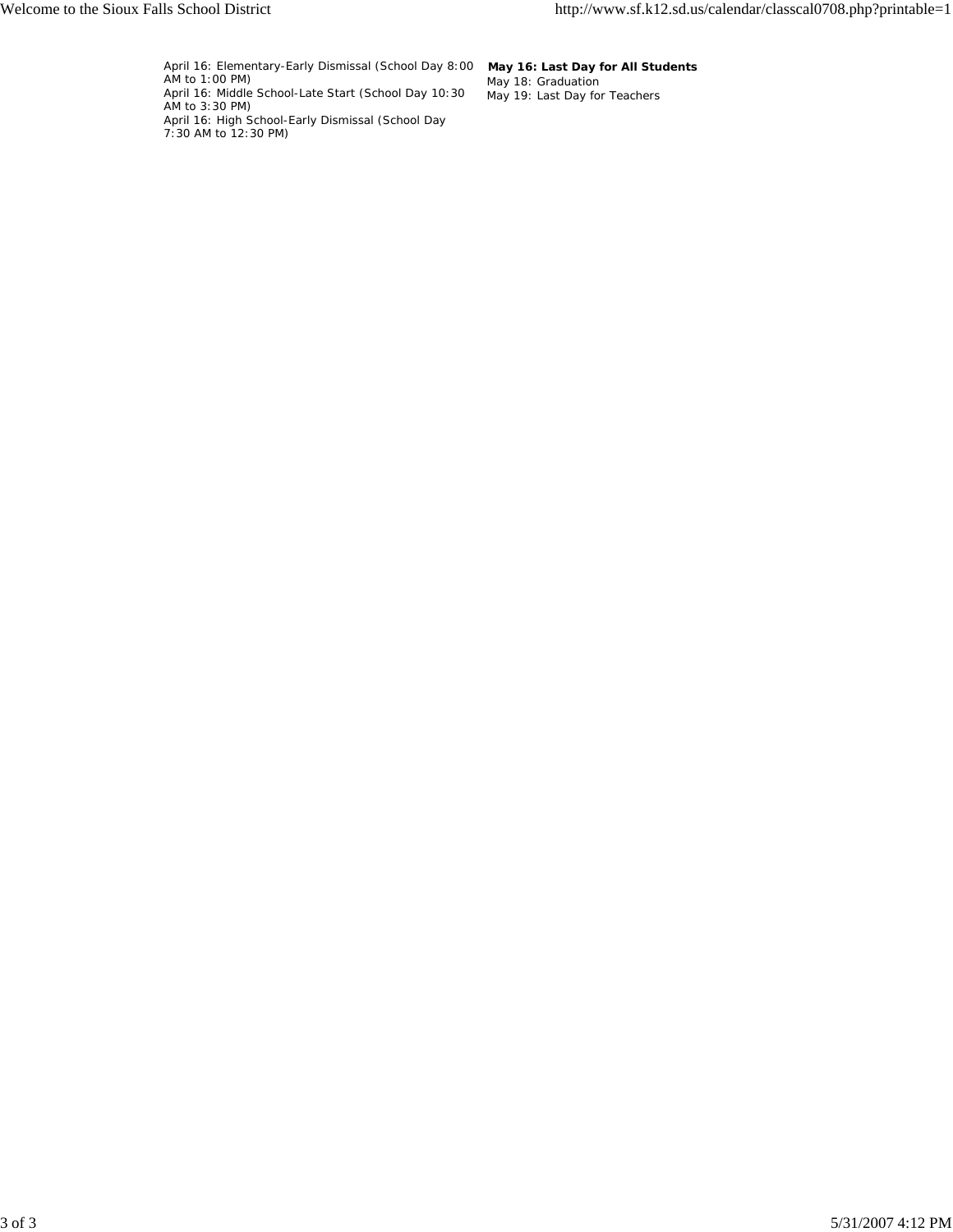April 16: Elementary-Early Dismissal (School Day 8:00 AM to 1:00 PM)
April 16: Middle School-Late Start (School Day 10:30 AM to 3:30 PM)
April 16: High School-Early Dismissal (School Day 7:30 AM to 12:30 PM)

**May 16: Last Day for All Students**
May 18: Graduation
May 19: Last Day for Teachers